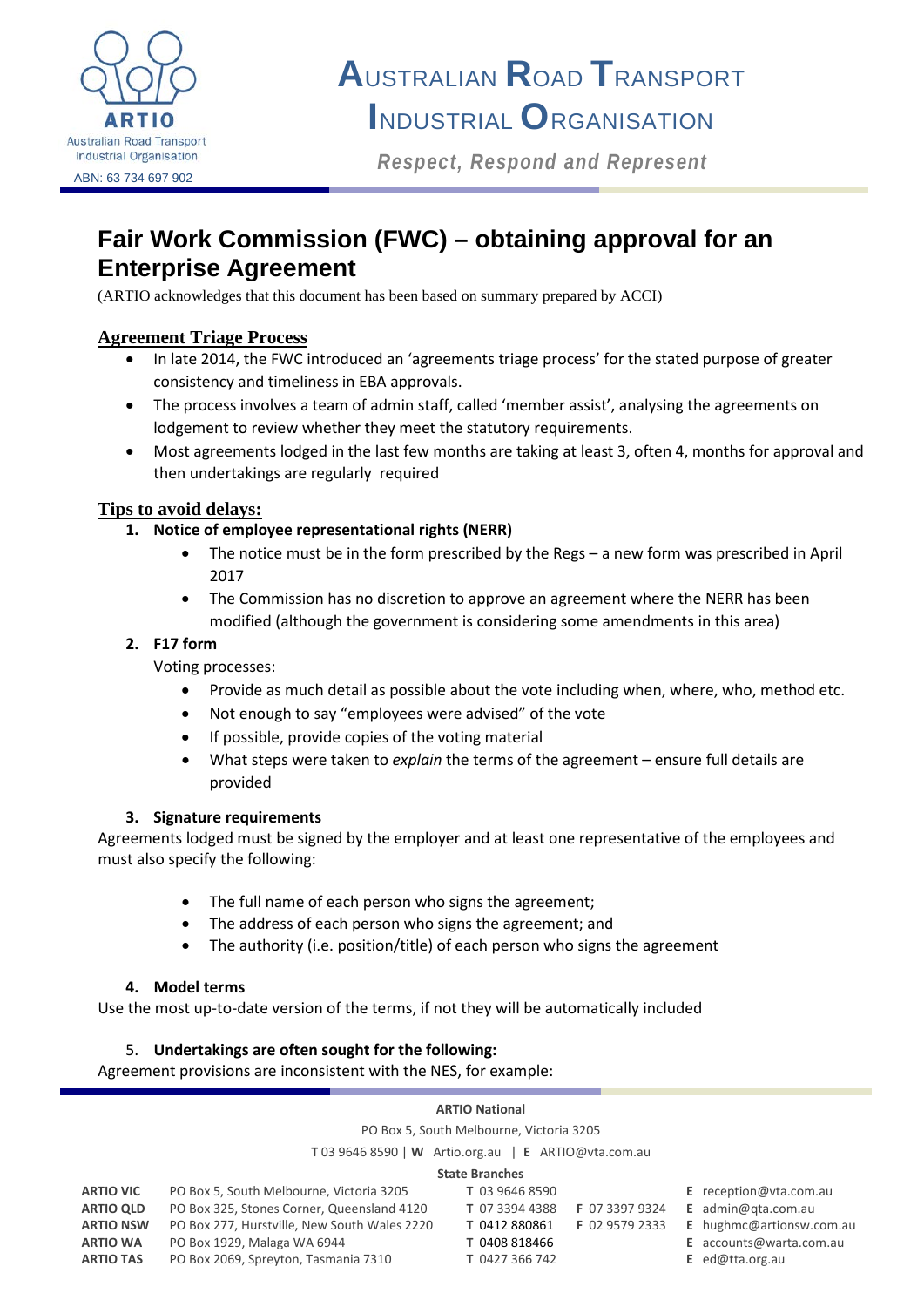# AUSTRALIAN ROAD TRANSPORT INDUSTRIAL ORGANISATION

ARTIO
Australian Road Transport Industrial Organisation
ABN: 63 734 697 902

*Respect, Respond and Represent*

## Fair Work Commission (FWC) – obtaining approval for an Enterprise Agreement

(ARTIO acknowledges that this document has been based on summary prepared by ACCI)

### Agreement Triage Process

- In late 2014, the FWC introduced an 'agreements triage process' for the stated purpose of greater consistency and timeliness in EBA approvals.
- The process involves a team of admin staff, called 'member assist', analysing the agreements on lodgement to review whether they meet the statutory requirements.
- Most agreements lodged in the last few months are taking at least 3, often 4, months for approval and then undertakings are regularly required

### Tips to avoid delays:

1. **Notice of employee representational rights (NERR)**
   - The notice must be in the form prescribed by the Regs – a new form was prescribed in April 2017
   - The Commission has no discretion to approve an agreement where the NERR has been modified (although the government is considering some amendments in this area)
2. **F17 form**

   Voting processes:
   - Provide as much detail as possible about the vote including when, where, who, method etc.
   - Not enough to say "employees were advised" of the vote
   - If possible, provide copies of the voting material
   - What steps were taken to *explain* the terms of the agreement – ensure full details are provided
3. **Signature requirements**

Agreements lodged must be signed by the employer and at least one representative of the employees and must also specify the following:

- The full name of each person who signs the agreement;
- The address of each person who signs the agreement; and
- The authority (i.e. position/title) of each person who signs the agreement

4. **Model terms**

Use the most up-to-date version of the terms, if not they will be automatically included

5. **Undertakings are often sought for the following:**

Agreement provisions are inconsistent with the NES, for example:

**ARTIO National**
PO Box 5, South Melbourne, Victoria 3205
T 03 9646 8590 | W Artio.org.au | E ARTIO@vta.com.au

**State Branches**

| Branch | Address | Phone | Fax | Email |
|---|---|---|---|---|
| **ARTIO VIC** | PO Box 5, South Melbourne, Victoria 3205 | T 03 9646 8590 | | E reception@vta.com.au |
| **ARTIO QLD** | PO Box 325, Stones Corner, Queensland 4120 | T 07 3394 4388 | F 07 3397 9324 | E admin@qta.com.au |
| **ARTIO NSW** | PO Box 277, Hurstville, New South Wales 2220 | T 0412 880861 | F 02 9579 2333 | E hughmc@artionsw.com.au |
| **ARTIO WA** | PO Box 1929, Malaga WA 6944 | T 0408 818466 | | E accounts@warta.com.au |
| **ARTIO TAS** | PO Box 2069, Spreyton, Tasmania 7310 | T 0427 366 742 | | E ed@tta.org.au |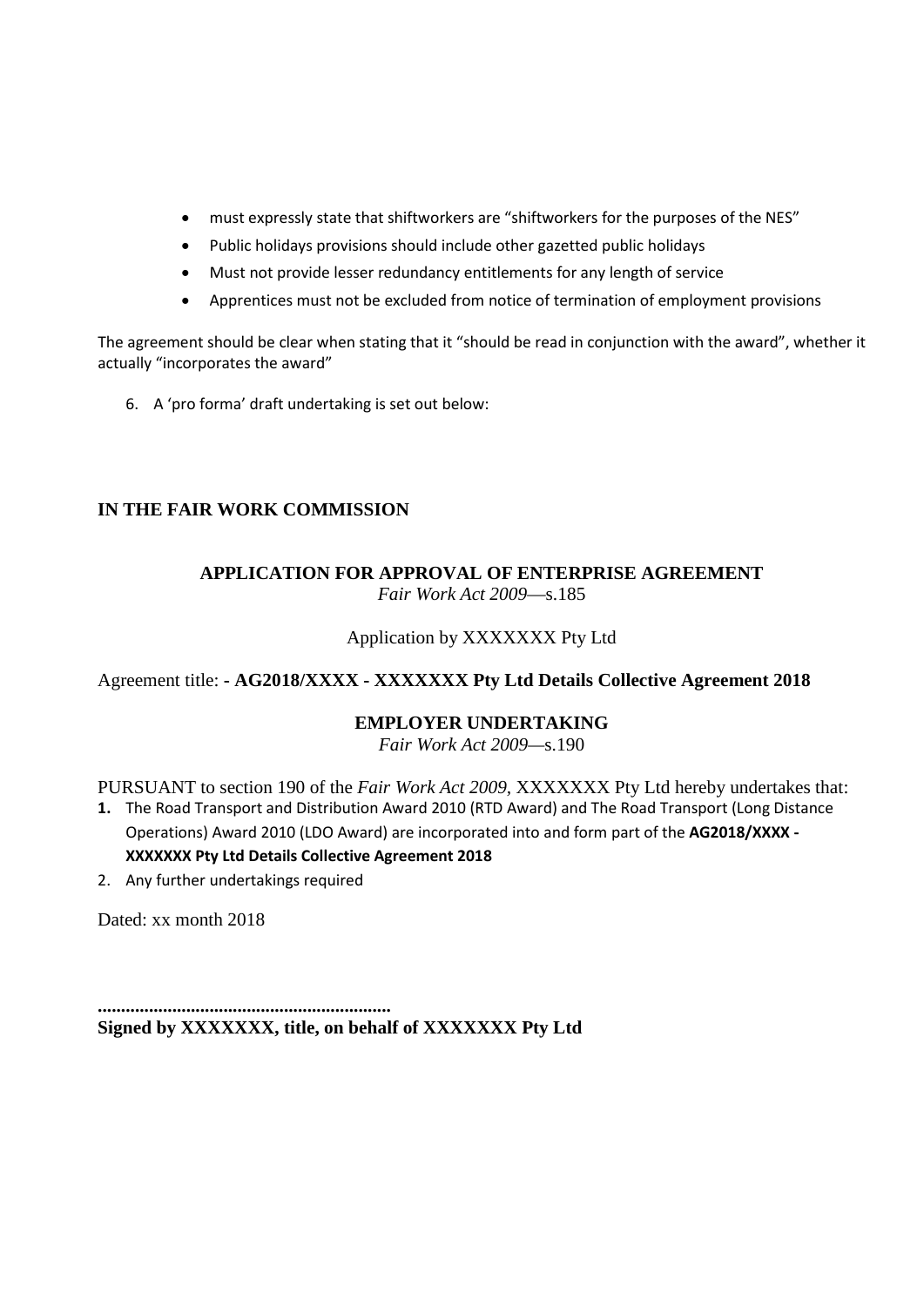- must expressly state that shiftworkers are "shiftworkers for the purposes of the NES"
- Public holidays provisions should include other gazetted public holidays
- Must not provide lesser redundancy entitlements for any length of service
- Apprentices must not be excluded from notice of termination of employment provisions

The agreement should be clear when stating that it "should be read in conjunction with the award", whether it actually "incorporates the award"

6. A 'pro forma' draft undertaking is set out below:

**IN THE FAIR WORK COMMISSION**

**APPLICATION FOR APPROVAL OF ENTERPRISE AGREEMENT**
*Fair Work Act 2009*—s.185

Application by XXXXXXX Pty Ltd

Agreement title: **- AG2018/XXXX - XXXXXXX Pty Ltd Details Collective Agreement 2018**

**EMPLOYER UNDERTAKING**
*Fair Work Act 2009*—s.190

PURSUANT to section 190 of the *Fair Work Act 2009*, XXXXXXX Pty Ltd hereby undertakes that:

1. The Road Transport and Distribution Award 2010 (RTD Award) and The Road Transport (Long Distance Operations) Award 2010 (LDO Award) are incorporated into and form part of the **AG2018/XXXX - XXXXXXX Pty Ltd Details Collective Agreement 2018**
2. Any further undertakings required

Dated: xx month 2018

**..............................................................**
**Signed by XXXXXXX, title, on behalf of XXXXXXX Pty Ltd**